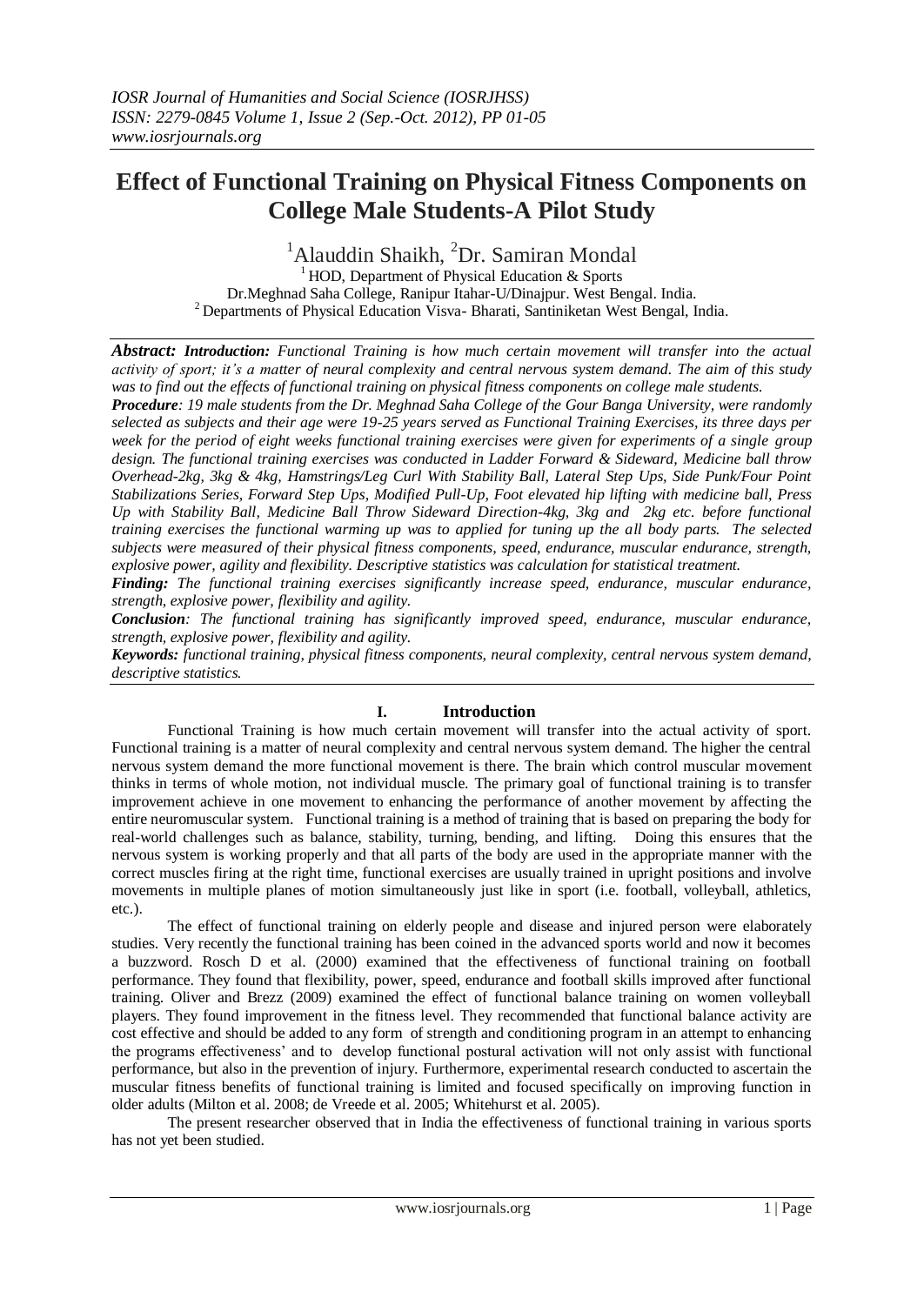# Effect of Functional Training on Physical Fitness Components on College Male Students-A Pilot Study

[1]Alauddin Shaikh, [2]Dr. Samiran Mondal

[1] HOD, Department of Physical Education & Sports
Dr.Meghnad Saha College, Ranipur Itahar-U/Dinajpur. West Bengal. India.
[2] Departments of Physical Education Visva- Bharati, Santiniketan West Bengal, India.

***Abstract:*** ***Introduction:*** *Functional Training is how much certain movement will transfer into the actual activity of sport; it's a matter of neural complexity and central nervous system demand. The aim of this study was to find out the effects of functional training on physical fitness components on college male students.*

***Procedure****: 19 male students from the Dr. Meghnad Saha College of the Gour Banga University, were randomly selected as subjects and their age were 19-25 years served as Functional Training Exercises, its three days per week for the period of eight weeks functional training exercises were given for experiments of a single group design. The functional training exercises was conducted in Ladder Forward & Sideward, Medicine ball throw Overhead-2kg, 3kg & 4kg, Hamstrings/Leg Curl With Stability Ball, Lateral Step Ups, Side Punk/Four Point Stabilizations Series, Forward Step Ups, Modified Pull-Up, Foot elevated hip lifting with medicine ball, Press Up with Stability Ball, Medicine Ball Throw Sideward Direction-4kg, 3kg and 2kg etc. before functional training exercises the functional warming up was to applied for tuning up the all body parts. The selected subjects were measured of their physical fitness components, speed, endurance, muscular endurance, strength, explosive power, agility and flexibility. Descriptive statistics was calculation for statistical treatment.*

***Finding:*** *The functional training exercises significantly increase speed, endurance, muscular endurance, strength, explosive power, flexibility and agility.*

***Conclusion****: The functional training has significantly improved speed, endurance, muscular endurance, strength, explosive power, flexibility and agility.*

***Keywords:*** *functional training, physical fitness components, neural complexity, central nervous system demand, descriptive statistics.*

## I. Introduction

Functional Training is how much certain movement will transfer into the actual activity of sport. Functional training is a matter of neural complexity and central nervous system demand. The higher the central nervous system demand the more functional movement is there. The brain which control muscular movement thinks in terms of whole motion, not individual muscle. The primary goal of functional training is to transfer improvement achieve in one movement to enhancing the performance of another movement by affecting the entire neuromuscular system. Functional training is a method of training that is based on preparing the body for real-world challenges such as balance, stability, turning, bending, and lifting. Doing this ensures that the nervous system is working properly and that all parts of the body are used in the appropriate manner with the correct muscles firing at the right time, functional exercises are usually trained in upright positions and involve movements in multiple planes of motion simultaneously just like in sport (i.e. football, volleyball, athletics, etc.).

The effect of functional training on elderly people and disease and injured person were elaborately studies. Very recently the functional training has been coined in the advanced sports world and now it becomes a buzzword. Rosch D et al. (2000) examined that the effectiveness of functional training on football performance. They found that flexibility, power, speed, endurance and football skills improved after functional training. Oliver and Brezz (2009) examined the effect of functional balance training on women volleyball players. They found improvement in the fitness level. They recommended that functional balance activity are cost effective and should be added to any form of strength and conditioning program in an attempt to enhancing the programs effectiveness' and to develop functional postural activation will not only assist with functional performance, but also in the prevention of injury. Furthermore, experimental research conducted to ascertain the muscular fitness benefits of functional training is limited and focused specifically on improving function in older adults (Milton et al. 2008; de Vreede et al. 2005; Whitehurst et al. 2005).

The present researcher observed that in India the effectiveness of functional training in various sports has not yet been studied.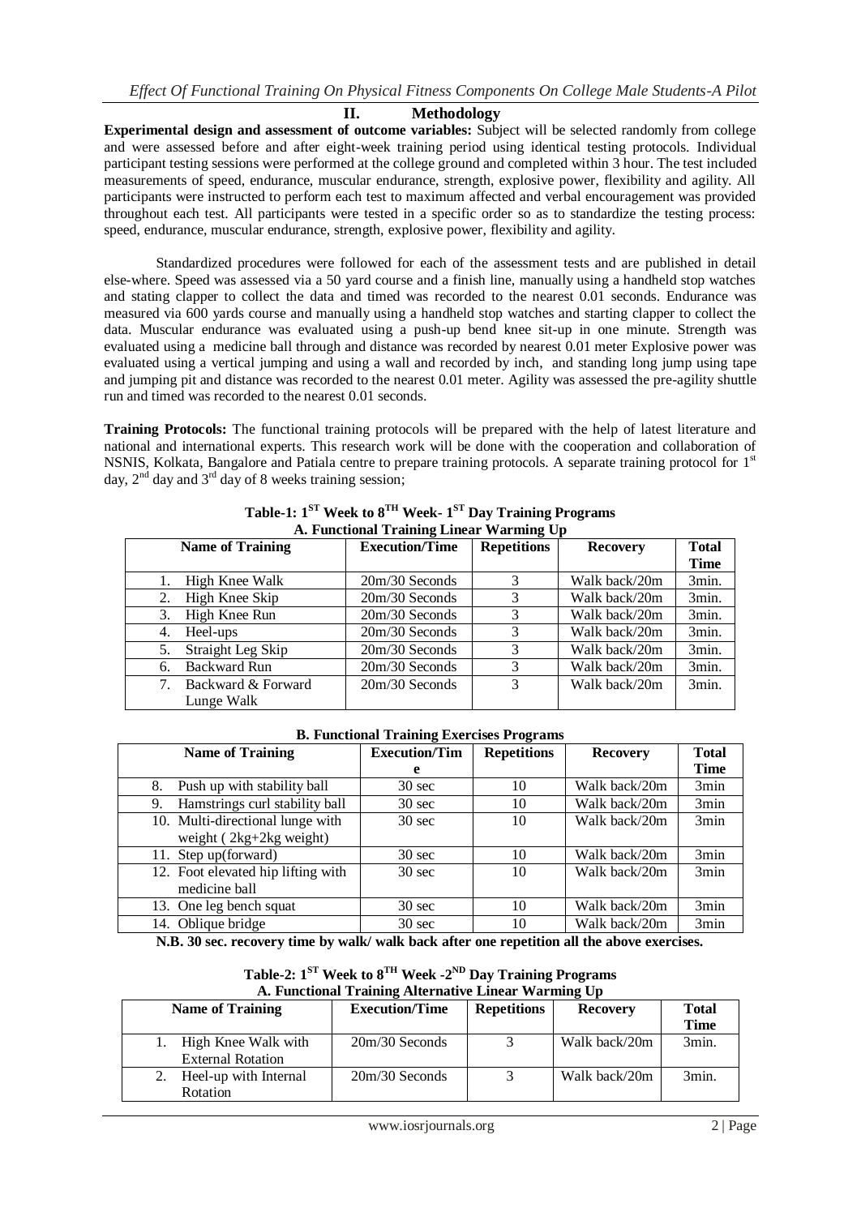## II. Methodology

**Experimental design and assessment of outcome variables:** Subject will be selected randomly from college and were assessed before and after eight-week training period using identical testing protocols. Individual participant testing sessions were performed at the college ground and completed within 3 hour. The test included measurements of speed, endurance, muscular endurance, strength, explosive power, flexibility and agility. All participants were instructed to perform each test to maximum affected and verbal encouragement was provided throughout each test. All participants were tested in a specific order so as to standardize the testing process: speed, endurance, muscular endurance, strength, explosive power, flexibility and agility.

Standardized procedures were followed for each of the assessment tests and are published in detail else-where. Speed was assessed via a 50 yard course and a finish line, manually using a handheld stop watches and stating clapper to collect the data and timed was recorded to the nearest 0.01 seconds. Endurance was measured via 600 yards course and manually using a handheld stop watches and starting clapper to collect the data. Muscular endurance was evaluated using a push-up bend knee sit-up in one minute. Strength was evaluated using a medicine ball through and distance was recorded by nearest 0.01 meter Explosive power was evaluated using a vertical jumping and using a wall and recorded by inch, and standing long jump using tape and jumping pit and distance was recorded to the nearest 0.01 meter. Agility was assessed the pre-agility shuttle run and timed was recorded to the nearest 0.01 seconds.

**Training Protocols:** The functional training protocols will be prepared with the help of latest literature and national and international experts. This research work will be done with the cooperation and collaboration of NSNIS, Kolkata, Bangalore and Patiala centre to prepare training protocols. A separate training protocol for 1st day, 2nd day and 3rd day of 8 weeks training session;

**Table-1: 1ST Week to 8TH Week- 1ST Day Training Programs**

**A. Functional Training Linear Warming Up**

| Name of Training | Execution/Time | Repetitions | Recovery | Total Time |
|---|---|---|---|---|
| 1. High Knee Walk | 20m/30 Seconds | 3 | Walk back/20m | 3min. |
| 2. High Knee Skip | 20m/30 Seconds | 3 | Walk back/20m | 3min. |
| 3. High Knee Run | 20m/30 Seconds | 3 | Walk back/20m | 3min. |
| 4. Heel-ups | 20m/30 Seconds | 3 | Walk back/20m | 3min. |
| 5. Straight Leg Skip | 20m/30 Seconds | 3 | Walk back/20m | 3min. |
| 6. Backward Run | 20m/30 Seconds | 3 | Walk back/20m | 3min. |
| 7. Backward & Forward Lunge Walk | 20m/30 Seconds | 3 | Walk back/20m | 3min. |

**B. Functional Training Exercises Programs**

| Name of Training | Execution/Time | Repetitions | Recovery | Total Time |
|---|---|---|---|---|
| 8. Push up with stability ball | 30 sec | 10 | Walk back/20m | 3min |
| 9. Hamstrings curl stability ball | 30 sec | 10 | Walk back/20m | 3min |
| 10. Multi-directional lunge with weight ( 2kg+2kg weight) | 30 sec | 10 | Walk back/20m | 3min |
| 11. Step up(forward) | 30 sec | 10 | Walk back/20m | 3min |
| 12. Foot elevated hip lifting with medicine ball | 30 sec | 10 | Walk back/20m | 3min |
| 13. One leg bench squat | 30 sec | 10 | Walk back/20m | 3min |
| 14. Oblique bridge | 30 sec | 10 | Walk back/20m | 3min |

**N.B. 30 sec. recovery time by walk/ walk back after one repetition all the above exercises.**

**Table-2: 1ST Week to 8TH Week -2ND Day Training Programs**

**A. Functional Training Alternative Linear Warming Up**

| Name of Training | Execution/Time | Repetitions | Recovery | Total Time |
|---|---|---|---|---|
| 1. High Knee Walk with External Rotation | 20m/30 Seconds | 3 | Walk back/20m | 3min. |
| 2. Heel-up with Internal Rotation | 20m/30 Seconds | 3 | Walk back/20m | 3min. |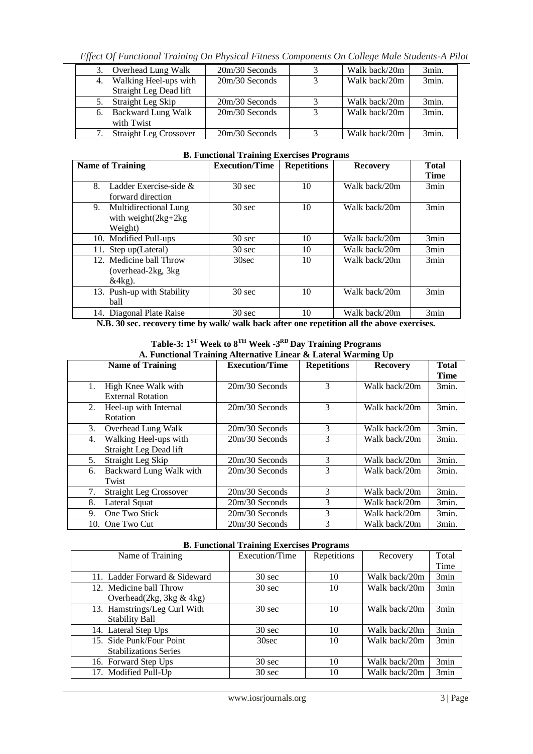| | | | | |
|---|---|---|---|---|
| 3. Overhead Lung Walk | 20m/30 Seconds | 3 | Walk back/20m | 3min. |
| 4. Walking Heel-ups with Straight Leg Dead lift | 20m/30 Seconds | 3 | Walk back/20m | 3min. |
| 5. Straight Leg Skip | 20m/30 Seconds | 3 | Walk back/20m | 3min. |
| 6. Backward Lung Walk with Twist | 20m/30 Seconds | 3 | Walk back/20m | 3min. |
| 7. Straight Leg Crossover | 20m/30 Seconds | 3 | Walk back/20m | 3min. |

**B. Functional Training Exercises Programs**

| Name of Training | Execution/Time | Repetitions | Recovery | Total Time |
|---|---|---|---|---|
| 8. Ladder Exercise-side & forward direction | 30 sec | 10 | Walk back/20m | 3min |
| 9. Multidirectional Lung with weight(2kg+2kg Weight) | 30 sec | 10 | Walk back/20m | 3min |
| 10. Modified Pull-ups | 30 sec | 10 | Walk back/20m | 3min |
| 11. Step up(Lateral) | 30 sec | 10 | Walk back/20m | 3min |
| 12. Medicine ball Throw (overhead-2kg, 3kg &4kg). | 30sec | 10 | Walk back/20m | 3min |
| 13. Push-up with Stability ball | 30 sec | 10 | Walk back/20m | 3min |
| 14. Diagonal Plate Raise | 30 sec | 10 | Walk back/20m | 3min |

**N.B. 30 sec. recovery time by walk/ walk back after one repetition all the above exercises.**

**Table-3: 1ST Week to 8TH Week -3RD Day Training Programs**
**A. Functional Training Alternative Linear & Lateral Warming Up**

| Name of Training | Execution/Time | Repetitions | Recovery | Total Time |
|---|---|---|---|---|
| 1. High Knee Walk with External Rotation | 20m/30 Seconds | 3 | Walk back/20m | 3min. |
| 2. Heel-up with Internal Rotation | 20m/30 Seconds | 3 | Walk back/20m | 3min. |
| 3. Overhead Lung Walk | 20m/30 Seconds | 3 | Walk back/20m | 3min. |
| 4. Walking Heel-ups with Straight Leg Dead lift | 20m/30 Seconds | 3 | Walk back/20m | 3min. |
| 5. Straight Leg Skip | 20m/30 Seconds | 3 | Walk back/20m | 3min. |
| 6. Backward Lung Walk with Twist | 20m/30 Seconds | 3 | Walk back/20m | 3min. |
| 7. Straight Leg Crossover | 20m/30 Seconds | 3 | Walk back/20m | 3min. |
| 8. Lateral Squat | 20m/30 Seconds | 3 | Walk back/20m | 3min. |
| 9. One Two Stick | 20m/30 Seconds | 3 | Walk back/20m | 3min. |
| 10. One Two Cut | 20m/30 Seconds | 3 | Walk back/20m | 3min. |

**B. Functional Training Exercises Programs**

| Name of Training | Execution/Time | Repetitions | Recovery | Total Time |
|---|---|---|---|---|
| 11. Ladder Forward & Sideward | 30 sec | 10 | Walk back/20m | 3min |
| 12. Medicine ball Throw Overhead(2kg, 3kg & 4kg) | 30 sec | 10 | Walk back/20m | 3min |
| 13. Hamstrings/Leg Curl With Stability Ball | 30 sec | 10 | Walk back/20m | 3min |
| 14. Lateral Step Ups | 30 sec | 10 | Walk back/20m | 3min |
| 15. Side Punk/Four Point Stabilizations Series | 30sec | 10 | Walk back/20m | 3min |
| 16. Forward Step Ups | 30 sec | 10 | Walk back/20m | 3min |
| 17. Modified Pull-Up | 30 sec | 10 | Walk back/20m | 3min |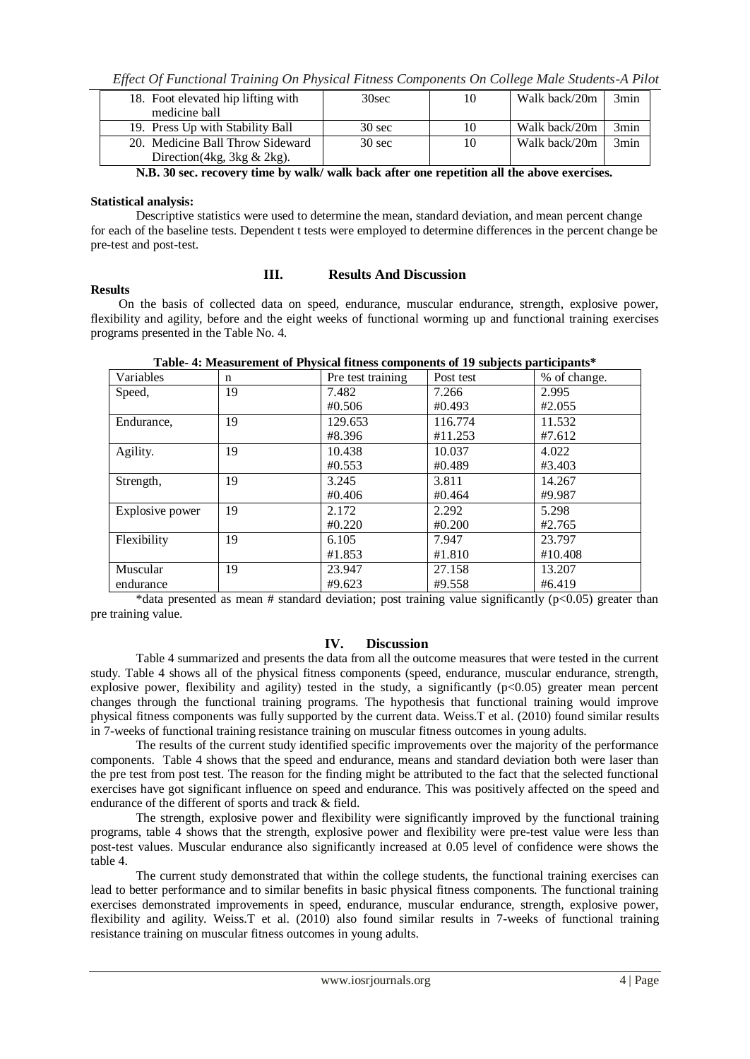| 18. Foot elevated hip lifting with medicine ball | 30sec | 10 | Walk back/20m | 3min |
|---|---|---|---|---|
| 19. Press Up with Stability Ball | 30 sec | 10 | Walk back/20m | 3min |
| 20. Medicine Ball Throw Sideward Direction(4kg, 3kg & 2kg). | 30 sec | 10 | Walk back/20m | 3min |

**N.B. 30 sec. recovery time by walk/ walk back after one repetition all the above exercises.**

**Statistical analysis:**

Descriptive statistics were used to determine the mean, standard deviation, and mean percent change for each of the baseline tests. Dependent t tests were employed to determine differences in the percent change be pre-test and post-test.

## III. Results And Discussion

**Results**

On the basis of collected data on speed, endurance, muscular endurance, strength, explosive power, flexibility and agility, before and the eight weeks of functional worming up and functional training exercises programs presented in the Table No. 4.

**Table- 4: Measurement of Physical fitness components of 19 subjects participants***

| Variables | n | Pre test training | Post test | % of change. |
|---|---|---|---|---|
| Speed, | 19 | 7.482<br>#0.506 | 7.266<br>#0.493 | 2.995<br>#2.055 |
| Endurance, | 19 | 129.653<br>#8.396 | 116.774<br>#11.253 | 11.532<br>#7.612 |
| Agility. | 19 | 10.438<br>#0.553 | 10.037<br>#0.489 | 4.022<br>#3.403 |
| Strength, | 19 | 3.245<br>#0.406 | 3.811<br>#0.464 | 14.267<br>#9.987 |
| Explosive power | 19 | 2.172<br>#0.220 | 2.292<br>#0.200 | 5.298<br>#2.765 |
| Flexibility | 19 | 6.105<br>#1.853 | 7.947<br>#1.810 | 23.797<br>#10.408 |
| Muscular endurance | 19 | 23.947<br>#9.623 | 27.158<br>#9.558 | 13.207<br>#6.419 |

*data presented as mean # standard deviation; post training value significantly ($p<0.05$) greater than pre training value.

## IV. Discussion

Table 4 summarized and presents the data from all the outcome measures that were tested in the current study. Table 4 shows all of the physical fitness components (speed, endurance, muscular endurance, strength, explosive power, flexibility and agility) tested in the study, a significantly ($p<0.05$) greater mean percent changes through the functional training programs. The hypothesis that functional training would improve physical fitness components was fully supported by the current data. Weiss.T et al. (2010) found similar results in 7-weeks of functional training resistance training on muscular fitness outcomes in young adults.

The results of the current study identified specific improvements over the majority of the performance components. Table 4 shows that the speed and endurance, means and standard deviation both were laser than the pre test from post test. The reason for the finding might be attributed to the fact that the selected functional exercises have got significant influence on speed and endurance. This was positively affected on the speed and endurance of the different of sports and track & field.

The strength, explosive power and flexibility were significantly improved by the functional training programs, table 4 shows that the strength, explosive power and flexibility were pre-test value were less than post-test values. Muscular endurance also significantly increased at 0.05 level of confidence were shows the table 4.

The current study demonstrated that within the college students, the functional training exercises can lead to better performance and to similar benefits in basic physical fitness components. The functional training exercises demonstrated improvements in speed, endurance, muscular endurance, strength, explosive power, flexibility and agility. Weiss.T et al. (2010) also found similar results in 7-weeks of functional training resistance training on muscular fitness outcomes in young adults.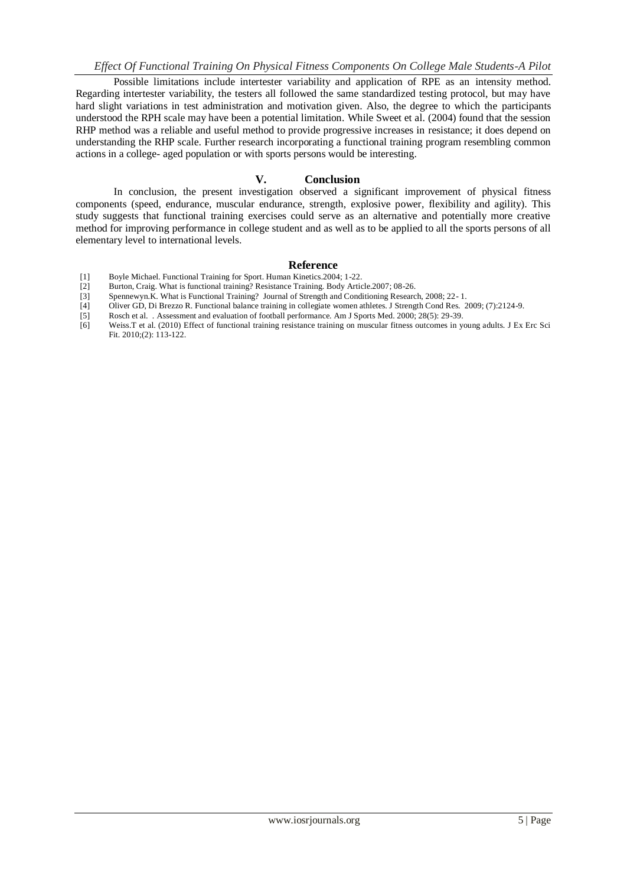Possible limitations include intertester variability and application of RPE as an intensity method. Regarding intertester variability, the testers all followed the same standardized testing protocol, but may have hard slight variations in test administration and motivation given. Also, the degree to which the participants understood the RPH scale may have been a potential limitation. While Sweet et al. (2004) found that the session RHP method was a reliable and useful method to provide progressive increases in resistance; it does depend on understanding the RHP scale. Further research incorporating a functional training program resembling common actions in a college- aged population or with sports persons would be interesting.

## V. Conclusion

In conclusion, the present investigation observed a significant improvement of physical fitness components (speed, endurance, muscular endurance, strength, explosive power, flexibility and agility). This study suggests that functional training exercises could serve as an alternative and potentially more creative method for improving performance in college student and as well as to be applied to all the sports persons of all elementary level to international levels.

## Reference

[1] Boyle Michael. Functional Training for Sport. Human Kinetics.2004; 1-22.
[2] Burton, Craig. What is functional training? Resistance Training. Body Article.2007; 08-26.
[3] Spennewyn.K. What is Functional Training? Journal of Strength and Conditioning Research, 2008; 22- 1.
[4] Oliver GD, Di Brezzo R. Functional balance training in collegiate women athletes. J Strength Cond Res. 2009; (7):2124-9.
[5] Rosch et al. . Assessment and evaluation of football performance. Am J Sports Med. 2000; 28(5): 29-39.
[6] Weiss.T et al. (2010) Effect of functional training resistance training on muscular fitness outcomes in young adults. J Ex Erc Sci Fit. 2010;(2): 113-122.